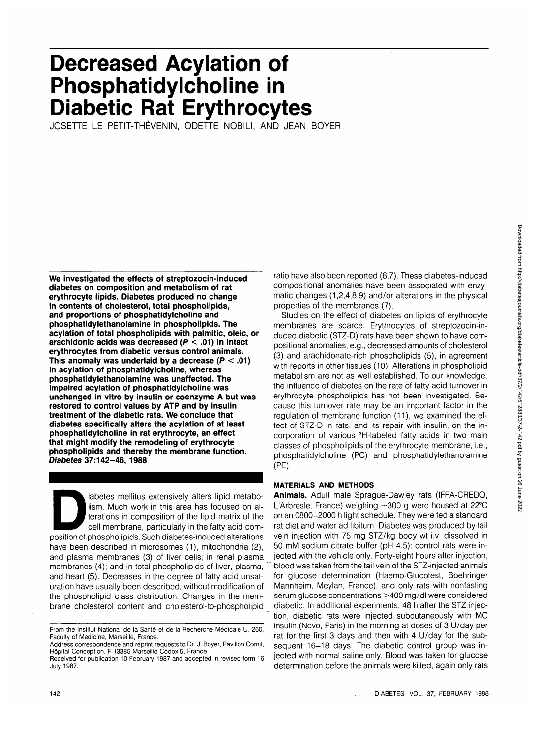# Decreased Acylation of Phosphatidylcholine in Diabetic Rat Erythrocytes

JOSETTE LE PETIT-THÉVENIN, ODETTE NOBILI, AND JEAN BOYER

**We investigated the effects of streptozocin-induced diabetes on composition and metabolism of rat erythrocyte lipids. Diabetes produced no change in contents of cholesterol, total phospholipids, and proportions of phosphatidylcholine and phosphatidylethanolamine in phospholipids. The acylation of total phospholipids with palmitic, oleic, or arachidonic acids was decreased ($P < .01$) in intact erythrocytes from diabetic versus control animals. This anomaly was underlaid by a decrease ($P < .01$) in acylation of phosphatidylcholine, whereas phosphatidylethanolamine was unaffected. The impaired acylation of phosphatidylcholine was unchanged in vitro by insulin or coenzyme A but was restored to control values by ATP and by insulin treatment of the diabetic rats. We conclude that diabetes specifically alters the acylation of at least phosphatidylcholine in rat erythrocyte, an effect that might modify the remodeling of erythrocyte phospholipids and thereby the membrane function. *Diabetes* 37:142–46, 1988**

Diabetes mellitus extensively alters lipid metabolism. Much work in this area has focused on alterations in composition of the lipid matrix of the cell membrane, particularly in the fatty acid composition of phospholipids. Such diabetes-induced alterations have been described in microsomes (1), mitochondria (2), and plasma membranes (3) of liver cells; in renal plasma membranes (4); and in total phospholipids of liver, plasma, and heart (5). Decreases in the degree of fatty acid unsaturation have usually been described, without modification of the phospholipid class distribution. Changes in the membrane cholesterol content and cholesterol-to-phospholipid ratio have also been reported (6,7). These diabetes-induced compositional anomalies have been associated with enzymatic changes (1,2,4,8,9) and/or alterations in the physical properties of the membranes (7).

Studies on the effect of diabetes on lipids of erythrocyte membranes are scarce. Erythrocytes of streptozocin-induced diabetic (STZ-D) rats have been shown to have compositional anomalies, e.g., decreased amounts of cholesterol (3) and arachidonate-rich phospholipids (5), in agreement with reports in other tissues (10). Alterations in phospholipid metabolism are not as well established. To our knowledge, the influence of diabetes on the rate of fatty acid turnover in erythrocyte phospholipids has not been investigated. Because this turnover rate may be an important factor in the regulation of membrane function (11), we examined the effect of STZ-D in rats, and its repair with insulin, on the incorporation of various $^3$H-labeled fatty acids in two main classes of phospholipids of the erythrocyte membrane, i.e., phosphatidylcholine (PC) and phosphatidylethanolamine (PE).

## MATERIALS AND METHODS

**Animals.** Adult male Sprague-Dawley rats (IFFA-CREDO, L'Arbresle, France) weighing ~300 g were housed at 22°C on an 0800–2000 h light schedule. They were fed a standard rat diet and water ad libitum. Diabetes was produced by tail vein injection with 75 mg STZ/kg body wt i.v. dissolved in 50 mM sodium citrate buffer (pH 4.5); control rats were injected with the vehicle only. Forty-eight hours after injection, blood was taken from the tail vein of the STZ-injected animals for glucose determination (Haemo-Glucotest, Boehringer Mannheim, Meylan, France), and only rats with nonfasting serum glucose concentrations >400 mg/dl were considered diabetic. In additional experiments, 48 h after the STZ injection, diabetic rats were injected subcutaneously with MC insulin (Novo, Paris) in the morning at doses of 3 U/day per rat for the first 3 days and then with 4 U/day for the subsequent 16–18 days. The diabetic control group was injected with normal saline only. Blood was taken for glucose determination before the animals were killed, again only rats

From the Institut National de la Santé et de la Recherche Médicale U. 260, Faculty of Medicine, Marseille, France.

Address correspondence and reprint requests to Dr. J. Boyer, Pavillon Cornil, Hôpital Conception, F 13385 Marseille Cédex 5, France.

Received for publication 10 February 1987 and accepted in revised form 16 July 1987.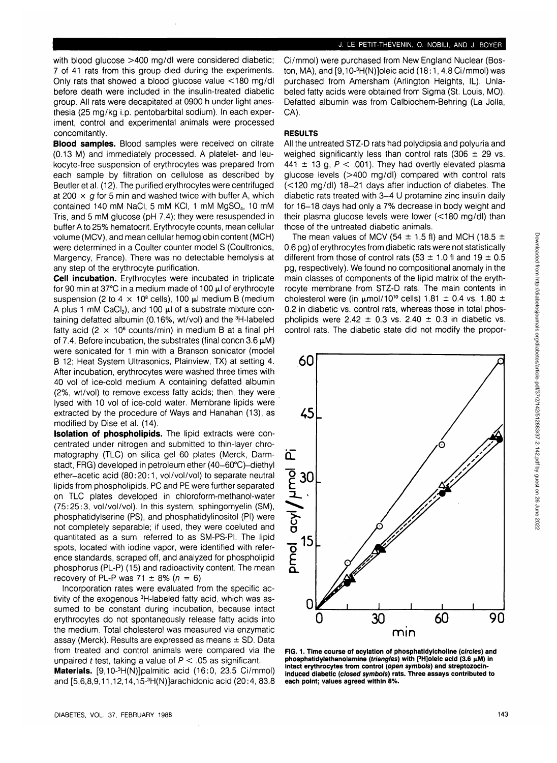with blood glucose >400 mg/dl were considered diabetic; 7 of 41 rats from this group died during the experiments. Only rats that showed a blood glucose value <180 mg/dl before death were included in the insulin-treated diabetic group. All rats were decapitated at 0900 h under light anesthesia (25 mg/kg i.p. pentobarbital sodium). In each experiment, control and experimental animals were processed concomitantly.

**Blood samples.** Blood samples were received on citrate (0.13 M) and immediately processed. A platelet- and leukocyte-free suspension of erythrocytes was prepared from each sample by filtration on cellulose as described by Beutler et al. (12). The purified erythrocytes were centrifuged at 200 × *g* for 5 min and washed twice with buffer A, which contained 140 mM NaCl, 5 mM KCl, 1 mM $MgSO_4$, 10 mM Tris, and 5 mM glucose (pH 7.4); they were resuspended in buffer A to 25% hematocrit. Erythrocyte counts, mean cellular volume (MCV), and mean cellular hemoglobin content (MCH) were determined in a Coulter counter model S (Coultronics, Margency, France). There was no detectable hemolysis at any step of the erythrocyte purification.

**Cell incubation.** Erythrocytes were incubated in triplicate for 90 min at 37°C in a medium made of 100 µl of erythrocyte suspension (2 to 4 × $10^8$ cells), 100 µl medium B (medium A plus 1 mM $CaCl_2$), and 100 µl of a substrate mixture containing defatted albumin (0.16%, wt/vol) and the $^3$H-labeled fatty acid (2 × $10^6$ counts/min) in medium B at a final pH of 7.4. Before incubation, the substrates (final concn 3.6 µM) were sonicated for 1 min with a Branson sonicator (model B 12; Heat System Ultrasonics, Plainview, TX) at setting 4. After incubation, erythrocytes were washed three times with 40 vol of ice-cold medium A containing defatted albumin (2%, wt/vol) to remove excess fatty acids; then, they were lysed with 10 vol of ice-cold water. Membrane lipids were extracted by the procedure of Ways and Hanahan (13), as modified by Dise et al. (14).

**Isolation of phospholipids.** The lipid extracts were concentrated under nitrogen and submitted to thin-layer chromatography (TLC) on silica gel 60 plates (Merck, Darmstadt, FRG) developed in petroleum ether (40–60°C)–diethyl ether–acetic acid (80:20:1, vol/vol/vol) to separate neutral lipids from phospholipids. PC and PE were further separated on TLC plates developed in chloroform-methanol-water (75:25:3, vol/vol/vol). In this system, sphingomyelin (SM), phosphatidylserine (PS), and phosphatidylinositol (PI) were not completely separable; if used, they were coeluted and quantitated as a sum, referred to as SM-PS-PI. The lipid spots, located with iodine vapor, were identified with reference standards, scraped off, and analyzed for phospholipid phosphorus (PL-P) (15) and radioactivity content. The mean recovery of PL-P was 71 ± 8% (*n* = 6).

Incorporation rates were evaluated from the specific activity of the exogenous $^3$H-labeled fatty acid, which was assumed to be constant during incubation, because intact erythrocytes do not spontaneously release fatty acids into the medium. Total cholesterol was measured via enzymatic assay (Merck). Results are expressed as means ± SD. Data from treated and control animals were compared via the unpaired *t* test, taking a value of $P < .05$ as significant.

**Materials.** [9,10-$^3$H(N)]palmitic acid (16:0, 23.5 Ci/mmol) and [5,6,8,9,11,12,14,15-$^3$H(N)]arachidonic acid (20:4, 83.8 Ci/mmol) were purchased from New England Nuclear (Boston, MA), and [9,10-$^3$H(N)]oleic acid (18:1, 4.8 Ci/mmol) was purchased from Amersham (Arlington Heights, IL). Unlabeled fatty acids were obtained from Sigma (St. Louis, MO). Defatted albumin was from Calbiochem-Behring (La Jolla, CA).

## RESULTS

All the untreated STZ-D rats had polydipsia and polyuria and weighed significantly less than control rats (306 ± 29 vs. 441 ± 13 g, $P < .001$). They had overtly elevated plasma glucose levels (>400 mg/dl) compared with control rats (<120 mg/dl) 18–21 days after induction of diabetes. The diabetic rats treated with 3–4 U protamine zinc insulin daily for 16–18 days had only a 7% decrease in body weight and their plasma glucose levels were lower (<180 mg/dl) than those of the untreated diabetic animals.

The mean values of MCV (54 ± 1.5 fl) and MCH (18.5 ± 0.6 pg) of erythrocytes from diabetic rats were not statistically different from those of control rats (53 ± 1.0 fl and 19 ± 0.5 pg, respectively). We found no compositional anomaly in the main classes of components of the lipid matrix of the erythrocyte membrane from STZ-D rats. The main contents in cholesterol were (in µmol/$10^{10}$ cells) 1.81 ± 0.4 vs. 1.80 ± 0.2 in diabetic vs. control rats, whereas those in total phospholipids were 2.42 ± 0.3 vs. 2.40 ± 0.3 in diabetic vs. control rats. The diabetic state did not modify the propor-

**FIG. 1. Time course of acylation of phosphatidylcholine (*circles*) and phosphatidylethanolamine (*triangles*) with [$^3$H]oleic acid (3.6 µM) in intact erythrocytes from control (*open symbols*) and streptozocin-induced diabetic (*closed symbols*) rats. Three assays contributed to each point; values agreed within 8%.**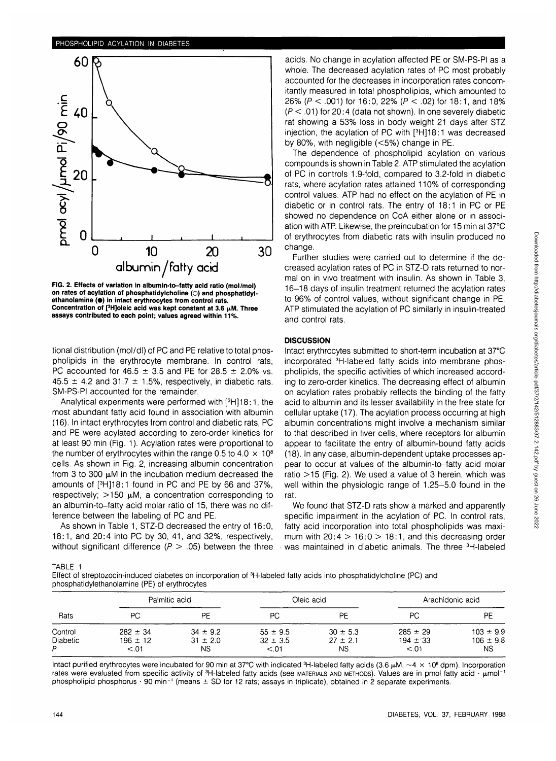FIG. 2. Effects of variation in albumin-to–fatty acid ratio (mol/mol) on rates of acylation of phosphatidylcholine (○) and phosphatidylethanolamine (●) in intact erythrocytes from control rats. Concentration of [$^{3}$H]oleic acid was kept constant at 3.6 μM. Three assays contributed to each point; values agreed within 11%.

tional distribution (mol/dl) of PC and PE relative to total phospholipids in the erythrocyte membrane. In control rats, PC accounted for 46.5 ± 3.5 and PE for 28.5 ± 2.0% vs. 45.5 ± 4.2 and 31.7 ± 1.5%, respectively, in diabetic rats. SM-PS-PI accounted for the remainder.

Analytical experiments were performed with [$^{3}$H]18:1, the most abundant fatty acid found in association with albumin (16). In intact erythrocytes from control and diabetic rats, PC and PE were acylated according to zero-order kinetics for at least 90 min (Fig. 1). Acylation rates were proportional to the number of erythrocytes within the range 0.5 to 4.0 × $10^{8}$ cells. As shown in Fig. 2, increasing albumin concentration from 3 to 300 μM in the incubation medium decreased the amounts of [$^{3}$H]18:1 found in PC and PE by 66 and 37%, respectively; >150 μM, a concentration corresponding to an albumin-to–fatty acid molar ratio of 15, there was no difference between the labeling of PC and PE.

As shown in Table 1, STZ-D decreased the entry of 16:0, 18:1, and 20:4 into PC by 30, 41, and 32%, respectively, without significant difference ($P$ > .05) between the three acids. No change in acylation affected PE or SM-PS-PI as a whole. The decreased acylation rates of PC most probably accounted for the decreases in incorporation rates concomitantly measured in total phospholipids, which amounted to 26% ($P$ < .001) for 16:0, 22% ($P$ < .02) for 18:1, and 18% ($P$ < .01) for 20:4 (data not shown). In one severely diabetic rat showing a 53% loss in body weight 21 days after STZ injection, the acylation of PC with [$^{3}$H]18:1 was decreased by 80%, with negligible (<5%) change in PE.

The dependence of phospholipid acylation on various compounds is shown in Table 2. ATP stimulated the acylation of PC in controls 1.9-fold, compared to 3.2-fold in diabetic rats, where acylation rates attained 110% of corresponding control values. ATP had no effect on the acylation of PE in diabetic or in control rats. The entry of 18:1 in PC or PE showed no dependence on CoA either alone or in association with ATP. Likewise, the preincubation for 15 min at 37°C of erythrocytes from diabetic rats with insulin produced no change.

Further studies were carried out to determine if the decreased acylation rates of PC in STZ-D rats returned to normal on in vivo treatment with insulin. As shown in Table 3, 16–18 days of insulin treatment returned the acylation rates to 96% of control values, without significant change in PE. ATP stimulated the acylation of PC similarly in insulin-treated and control rats.

## DISCUSSION

Intact erythrocytes submitted to short-term incubation at 37°C incorporated $^{3}$H-labeled fatty acids into membrane phospholipids, the specific activities of which increased according to zero-order kinetics. The decreasing effect of albumin on acylation rates probably reflects the binding of the fatty acid to albumin and its lesser availability in the free state for cellular uptake (17). The acylation process occurring at high albumin concentrations might involve a mechanism similar to that described in liver cells, where receptors for albumin appear to facilitate the entry of albumin-bound fatty acids (18). In any case, albumin-dependent uptake processes appear to occur at values of the albumin-to–fatty acid molar ratio >15 (Fig. 2). We used a value of 3 herein, which was well within the physiologic range of 1.25–5.0 found in the rat.

We found that STZ-D rats show a marked and apparently specific impairment in the acylation of PC. In control rats, fatty acid incorporation into total phospholipids was maximum with 20:4 > 16:0 > 18:1, and this decreasing order was maintained in diabetic animals. The three $^{3}$H-labeled

TABLE 1
Effect of streptozocin-induced diabetes on incorporation of $^{3}$H-labeled fatty acids into phosphatidylcholine (PC) and phosphatidylethanolamine (PE) of erythrocytes

| Rats | Palmitic acid | | Oleic acid | | Arachidonic acid | |
|---|---|---|---|---|---|---|
| | PC | PE | PC | PE | PC | PE |
| Control | 282 ± 34 | 34 ± 9.2 | 55 ± 9.5 | 30 ± 5.3 | 285 ± 29 | 103 ± 9.9 |
| Diabetic | 196 ± 12 | 31 ± 2.0 | 32 ± 3.5 | 27 ± 2.1 | 194 ± 33 | 106 ± 9.8 |
| $P$ | <.01 | NS | <.01 | NS | <.01 | NS |

Intact purified erythrocytes were incubated for 90 min at 37°C with indicated $^{3}$H-labeled fatty acids (3.6 μM, ~4 × $10^{6}$ dpm). Incorporation rates were evaluated from specific activity of $^{3}$H-labeled fatty acids (see MATERIALS AND METHODS). Values are in pmol fatty acid · $\mu mol^{-1}$ phospholipid phosphorus · 90 $min^{-1}$ (means ± SD for 12 rats; assays in triplicate), obtained in 2 separate experiments.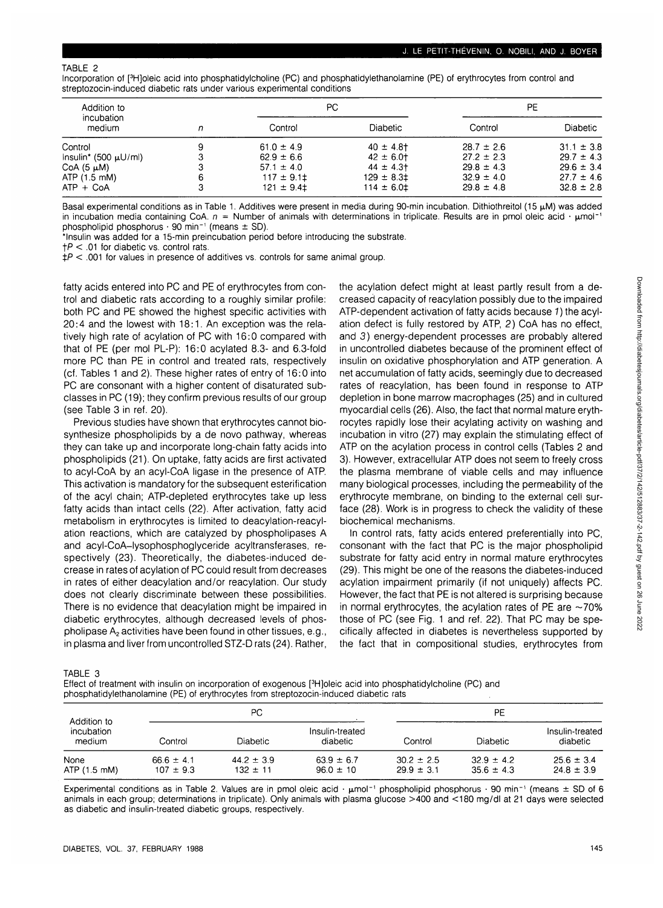TABLE 2

Incorporation of [³H]oleic acid into phosphatidylcholine (PC) and phosphatidylethanolamine (PE) of erythrocytes from control and streptozocin-induced diabetic rats under various experimental conditions

| Addition to incubation medium | n | PC | | PE | |
|---|---|---|---|---|---|
| | | Control | Diabetic | Control | Diabetic |
| Control | 9 | 61.0 ± 4.9 | 40 ± 4.8† | 28.7 ± 2.6 | 31.1 ± 3.8 |
| Insulin* (500 μU/ml) | 3 | 62.9 ± 6.6 | 42 ± 6.0† | 27.2 ± 2.3 | 29.7 ± 4.3 |
| CoA (5 μM) | 3 | 57.1 ± 4.0 | 44 ± 4.3† | 29.8 ± 4.3 | 29.6 ± 3.4 |
| ATP (1.5 mM) | 6 | 117 ± 9.1‡ | 129 ± 8.3‡ | 32.9 ± 4.0 | 27.7 ± 4.6 |
| ATP + CoA | 3 | 121 ± 9.4‡ | 114 ± 6.0‡ | 29.8 ± 4.8 | 32.8 ± 2.8 |

Basal experimental conditions as in Table 1. Additives were present in media during 90-min incubation. Dithiothreitol (15 μM) was added in incubation media containing CoA. n = Number of animals with determinations in triplicate. Results are in pmol oleic acid · $\mu mol^{-1}$ phospholipid phosphorus · 90 $min^{-1}$ (means ± SD).

*Insulin was added for a 15-min preincubation period before introducing the substrate.

†$P < .01$ for diabetic vs. control rats.

‡$P < .001$ for values in presence of additives vs. controls for same animal group.

fatty acids entered into PC and PE of erythrocytes from control and diabetic rats according to a roughly similar profile: both PC and PE showed the highest specific activities with 20:4 and the lowest with 18:1. An exception was the relatively high rate of acylation of PC with 16:0 compared with that of PE (per mol PL-P): 16:0 acylated 8.3- and 6.3-fold more PC than PE in control and treated rats, respectively (cf. Tables 1 and 2). These higher rates of entry of 16:0 into PC are consonant with a higher content of disaturated subclasses in PC (19); they confirm previous results of our group (see Table 3 in ref. 20).

Previous studies have shown that erythrocytes cannot biosynthesize phospholipids by a de novo pathway, whereas they can take up and incorporate long-chain fatty acids into phospholipids (21). On uptake, fatty acids are first activated to acyl-CoA by an acyl-CoA ligase in the presence of ATP. This activation is mandatory for the subsequent esterification of the acyl chain; ATP-depleted erythrocytes take up less fatty acids than intact cells (22). After activation, fatty acid metabolism in erythrocytes is limited to deacylation-reacylation reactions, which are catalyzed by phospholipases A and acyl-CoA–lysophosphoglyceride acyltransferases, respectively (23). Theoretically, the diabetes-induced decrease in rates of acylation of PC could result from decreases in rates of either deacylation and/or reacylation. Our study does not clearly discriminate between these possibilities. There is no evidence that deacylation might be impaired in diabetic erythrocytes, although decreased levels of phospholipase $A_2$ activities have been found in other tissues, e.g., in plasma and liver from uncontrolled STZ-D rats (24). Rather, the acylation defect might at least partly result from a decreased capacity of reacylation possibly due to the impaired ATP-dependent activation of fatty acids because 1) the acylation defect is fully restored by ATP, 2) CoA has no effect, and 3) energy-dependent processes are probably altered in uncontrolled diabetes because of the prominent effect of insulin on oxidative phosphorylation and ATP generation. A net accumulation of fatty acids, seemingly due to decreased rates of reacylation, has been found in response to ATP depletion in bone marrow macrophages (25) and in cultured myocardial cells (26). Also, the fact that normal mature erythrocytes rapidly lose their acylating activity on washing and incubation in vitro (27) may explain the stimulating effect of ATP on the acylation process in control cells (Tables 2 and 3). However, extracellular ATP does not seem to freely cross the plasma membrane of viable cells and may influence many biological processes, including the permeability of the erythrocyte membrane, on binding to the external cell surface (28). Work is in progress to check the validity of these biochemical mechanisms.

In control rats, fatty acids entered preferentially into PC, consonant with the fact that PC is the major phospholipid substrate for fatty acid entry in normal mature erythrocytes (29). This might be one of the reasons the diabetes-induced acylation impairment primarily (if not uniquely) affects PC. However, the fact that PE is not altered is surprising because in normal erythrocytes, the acylation rates of PE are ~70% those of PC (see Fig. 1 and ref. 22). That PC may be specifically affected in diabetes is nevertheless supported by the fact that in compositional studies, erythrocytes from

TABLE 3

Effect of treatment with insulin on incorporation of exogenous [³H]oleic acid into phosphatidylcholine (PC) and phosphatidylethanolamine (PE) of erythrocytes from streptozocin-induced diabetic rats

| Addition to incubation medium | PC | | | PE | | |
|---|---|---|---|---|---|---|
| | Control | Diabetic | Insulin-treated diabetic | Control | Diabetic | Insulin-treated diabetic |
| None | 66.6 ± 4.1 | 44.2 ± 3.9 | 63.9 ± 6.7 | 30.2 ± 2.5 | 32.9 ± 4.2 | 25.6 ± 3.4 |
| ATP (1.5 mM) | 107 ± 9.3 | 132 ± 11 | 96.0 ± 10 | 29.9 ± 3.1 | 35.6 ± 4.3 | 24.8 ± 3.9 |

Experimental conditions as in Table 2. Values are in pmol oleic acid · $\mu mol^{-1}$ phospholipid phosphorus · 90 $min^{-1}$ (means ± SD of 6 animals in each group; determinations in triplicate). Only animals with plasma glucose >400 and <180 mg/dl at 21 days were selected as diabetic and insulin-treated diabetic groups, respectively.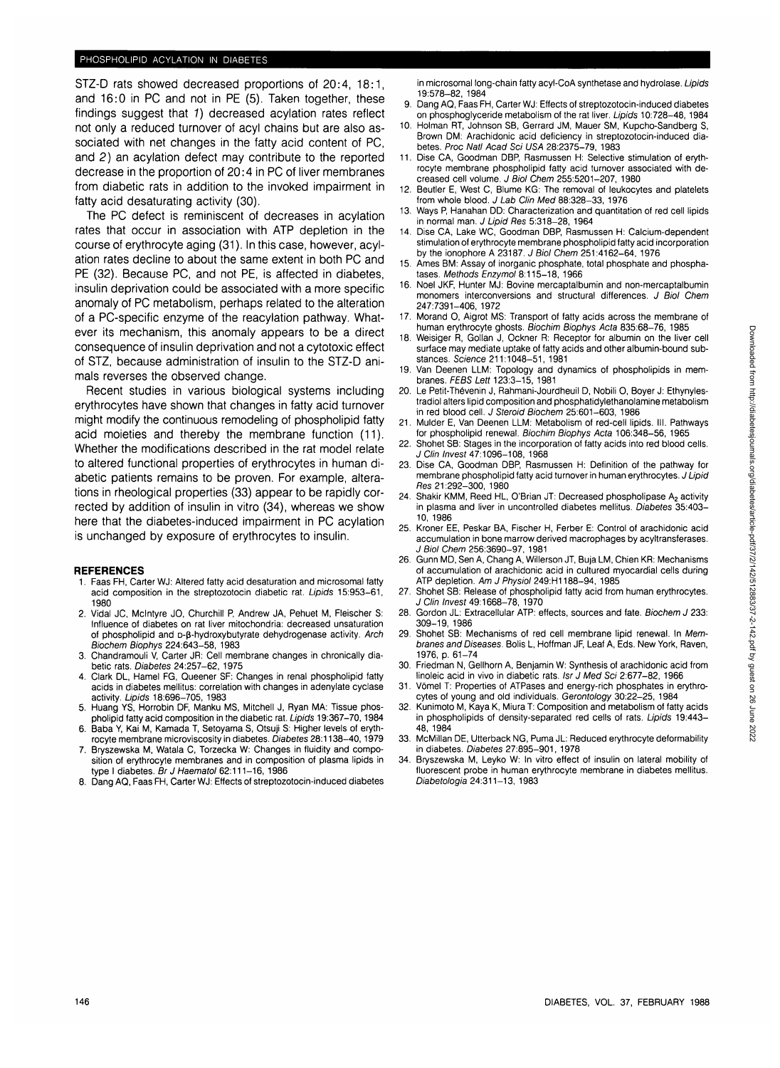STZ-D rats showed decreased proportions of 20:4, 18:1, and 16:0 in PC and not in PE (5). Taken together, these findings suggest that *1*) decreased acylation rates reflect not only a reduced turnover of acyl chains but are also associated with net changes in the fatty acid content of PC, and *2*) an acylation defect may contribute to the reported decrease in the proportion of 20:4 in PC of liver membranes from diabetic rats in addition to the invoked impairment in fatty acid desaturating activity (30).

The PC defect is reminiscent of decreases in acylation rates that occur in association with ATP depletion in the course of erythrocyte aging (31). In this case, however, acylation rates decline to about the same extent in both PC and PE (32). Because PC, and not PE, is affected in diabetes, insulin deprivation could be associated with a more specific anomaly of PC metabolism, perhaps related to the alteration of a PC-specific enzyme of the reacylation pathway. Whatever its mechanism, this anomaly appears to be a direct consequence of insulin deprivation and not a cytotoxic effect of STZ, because administration of insulin to the STZ-D animals reverses the observed change.

Recent studies in various biological systems including erythrocytes have shown that changes in fatty acid turnover might modify the continuous remodeling of phospholipid fatty acid moieties and thereby the membrane function (11). Whether the modifications described in the rat model relate to altered functional properties of erythrocytes in human diabetic patients remains to be proven. For example, alterations in rheological properties (33) appear to be rapidly corrected by addition of insulin in vitro (34), whereas we show here that the diabetes-induced impairment in PC acylation is unchanged by exposure of erythrocytes to insulin.

## REFERENCES

1. Faas FH, Carter WJ: Altered fatty acid desaturation and microsomal fatty acid composition in the streptozotocin diabetic rat. *Lipids* 15:953–61, 1980
2. Vidal JC, McIntyre JO, Churchill P, Andrew JA, Pehuet M, Fleischer S: Influence of diabetes on rat liver mitochondria: decreased unsaturation of phospholipid and D-β-hydroxybutyrate dehydrogenase activity. *Arch Biochem Biophys* 224:643–58, 1983
3. Chandramouli V, Carter JR: Cell membrane changes in chronically diabetic rats. *Diabetes* 24:257–62, 1975
4. Clark DL, Hamel FG, Queener SF: Changes in renal phospholipid fatty acids in diabetes mellitus: correlation with changes in adenylate cyclase activity. *Lipids* 18:696–705, 1983
5. Huang YS, Horrobin DF, Manku MS, Mitchell J, Ryan MA: Tissue phospholipid fatty acid composition in the diabetic rat. *Lipids* 19:367–70, 1984
6. Baba Y, Kai M, Kamada T, Setoyama S, Otsuji S: Higher levels of erythrocyte membrane microviscosity in diabetes. *Diabetes* 28:1138–40, 1979
7. Bryszewska M, Watala C, Torzecka W: Changes in fluidity and composition of erythrocyte membranes and in composition of plasma lipids in type I diabetes. *Br J Haematol* 62:111–16, 1986
8. Dang AQ, Faas FH, Carter WJ: Effects of streptozotocin-induced diabetes in microsomal long-chain fatty acyl-CoA synthetase and hydrolase. *Lipids* 19:578–82, 1984
9. Dang AQ, Faas FH, Carter WJ: Effects of streptozotocin-induced diabetes on phosphoglyceride metabolism of the rat liver. *Lipids* 10:728–48, 1984
10. Holman RT, Johnson SB, Gerrard JM, Mauer SM, Kupcho-Sandberg S, Brown DM: Arachidonic acid deficiency in streptozotocin-induced diabetes. *Proc Natl Acad Sci USA* 28:2375–79, 1983
11. Dise CA, Goodman DBP, Rasmussen H: Selective stimulation of erythrocyte membrane phospholipid fatty acid turnover associated with decreased cell volume. *J Biol Chem* 255:5201–207, 1980
12. Beutler E, West C, Blume KG: The removal of leukocytes and platelets from whole blood. *J Lab Clin Med* 88:328–33, 1976
13. Ways P, Hanahan DD: Characterization and quantitation of red cell lipids in normal man. *J Lipid Res* 5:318–28, 1964
14. Dise CA, Lake WC, Goodman DBP, Rasmussen H: Calcium-dependent stimulation of erythrocyte membrane phospholipid fatty acid incorporation by the ionophore A 23187. *J Biol Chem* 251:4162–64, 1976
15. Ames BM: Assay of inorganic phosphate, total phosphate and phosphatases. *Methods Enzymol* 8:115–18, 1966
16. Noel JKF, Hunter MJ: Bovine mercaptalbumin and non-mercaptalbumin monomers interconversions and structural differences. *J Biol Chem* 247:7391–406, 1972
17. Morand O, Aigrot MS: Transport of fatty acids across the membrane of human erythrocyte ghosts. *Biochim Biophys Acta* 835:68–76, 1985
18. Weisiger R, Gollan J, Ockner R: Receptor for albumin on the liver cell surface may mediate uptake of fatty acids and other albumin-bound substances. *Science* 211:1048–51, 1981
19. Van Deenen LLM: Topology and dynamics of phospholipids in membranes. *FEBS Lett* 123:3–15, 1981
20. Le Petit-Thévenin J, Rahmani-Jourdheuil D, Nobili O, Boyer J: Ethynylestradiol alters lipid composition and phosphatidylethanolamine metabolism in red blood cell. *J Steroid Biochem* 25:601–603, 1986
21. Mulder E, Van Deenen LLM: Metabolism of red-cell lipids. III. Pathways for phospholipid renewal. *Biochim Biophys Acta* 106:348–56, 1965
22. Shohet SB: Stages in the incorporation of fatty acids into red blood cells. *J Clin Invest* 47:1096–108, 1968
23. Dise CA, Goodman DBP, Rasmussen H: Definition of the pathway for membrane phospholipid fatty acid turnover in human erythrocytes. *J Lipid Res* 21:292–300, 1980
24. Shakir KMM, Reed HL, O'Brian JT: Decreased phospholipase $A_2$ activity in plasma and liver in uncontrolled diabetes mellitus. *Diabetes* 35:403–10, 1986
25. Kroner EE, Peskar BA, Fischer H, Ferber E: Control of arachidonic acid accumulation in bone marrow derived macrophages by acyltransferases. *J Biol Chem* 256:3690–97, 1981
26. Gunn MD, Sen A, Chang A, Willerson JT, Buja LM, Chien KR: Mechanisms of accumulation of arachidonic acid in cultured myocardial cells during ATP depletion. *Am J Physiol* 249:H1188–94, 1985
27. Shohet SB: Release of phospholipid fatty acid from human erythrocytes. *J Clin Invest* 49:1668–78, 1970
28. Gordon JL: Extracellular ATP: effects, sources and fate. *Biochem J* 233:309–19, 1986
29. Shohet SB: Mechanisms of red cell membrane lipid renewal. In *Membranes and Diseases*. Bolis L, Hoffman JF, Leaf A, Eds. New York, Raven, 1976, p. 61–74
30. Friedman N, Gellhorn A, Benjamin W: Synthesis of arachidonic acid from linoleic acid in vivo in diabetic rats. *Isr J Med Sci* 2:677–82, 1966
31. Vömel T: Properties of ATPases and energy-rich phosphates in erythrocytes of young and old individuals. *Gerontology* 30:22–25, 1984
32. Kunimoto M, Kaya K, Miura T: Composition and metabolism of fatty acids in phospholipids of density-separated red cells of rats. *Lipids* 19:443–48, 1984
33. McMillan DE, Utterback NG, Puma JL: Reduced erythrocyte deformability in diabetes. *Diabetes* 27:895–901, 1978
34. Bryszewska M, Leyko W: In vitro effect of insulin on lateral mobility of fluorescent probe in human erythrocyte membrane in diabetes mellitus. *Diabetologia* 24:311–13, 1983